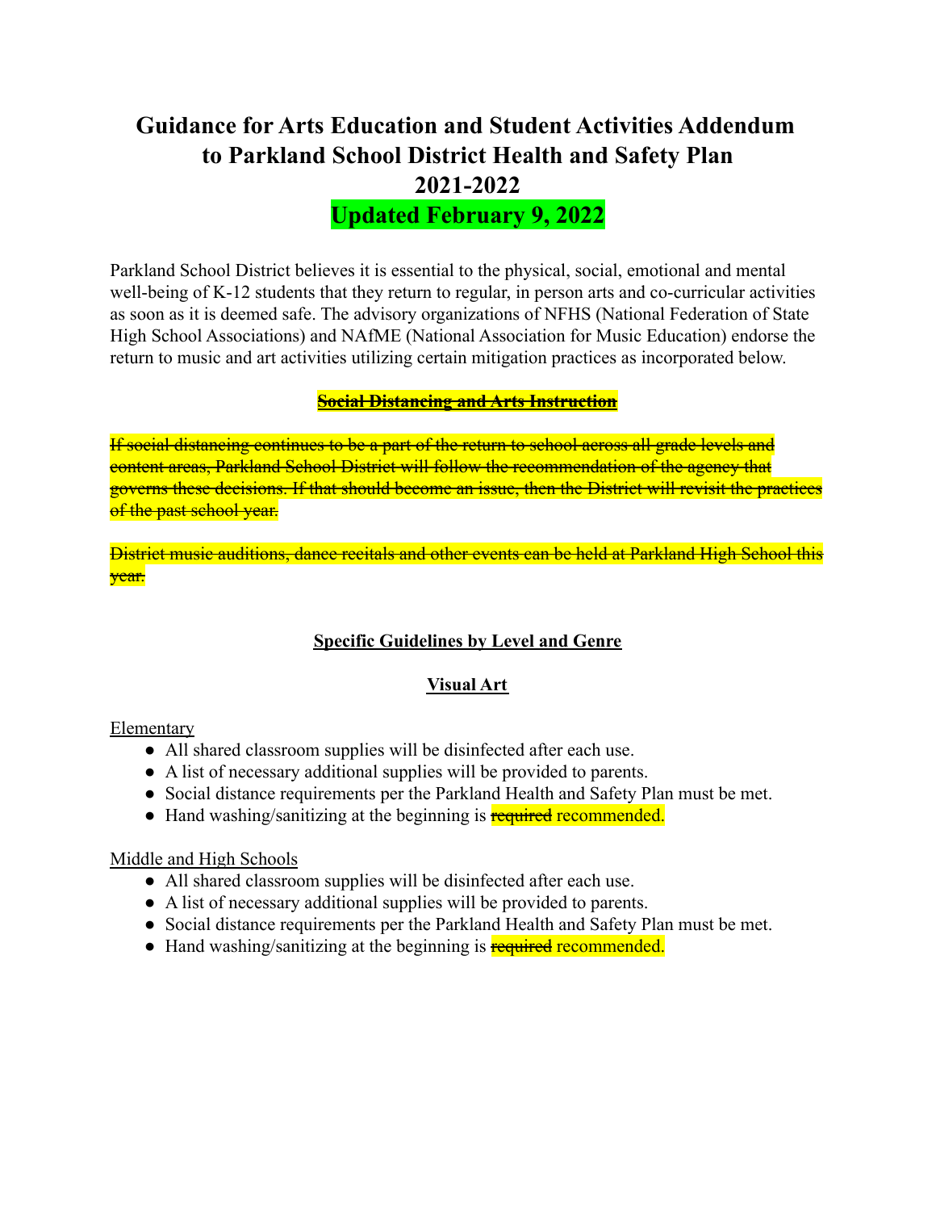# Guidance for Arts Education and Student Activities Addendum to Parkland School District Health and Safety Plan 2021-2022

## Updated February 9, 2022

Parkland School District believes it is essential to the physical, social, emotional and mental well-being of K-12 students that they return to regular, in person arts and co-curricular activities as soon as it is deemed safe. The advisory organizations of NFHS (National Federation of State High School Associations) and NAfME (National Association for Music Education) endorse the return to music and art activities utilizing certain mitigation practices as incorporated below.

**~~Social Distancing and Arts Instruction~~**

~~If social distancing continues to be a part of the return to school across all grade levels and content areas, Parkland School District will follow the recommendation of the agency that governs these decisions. If that should become an issue, then the District will revisit the practices of the past school year.~~

~~District music auditions, dance recitals and other events can be held at Parkland High School this year.~~

**Specific Guidelines by Level and Genre**

**Visual Art**

Elementary

- All shared classroom supplies will be disinfected after each use.
- A list of necessary additional supplies will be provided to parents.
- Social distance requirements per the Parkland Health and Safety Plan must be met.
- Hand washing/sanitizing at the beginning is ~~required~~ recommended.

Middle and High Schools

- All shared classroom supplies will be disinfected after each use.
- A list of necessary additional supplies will be provided to parents.
- Social distance requirements per the Parkland Health and Safety Plan must be met.
- Hand washing/sanitizing at the beginning is ~~required~~ recommended.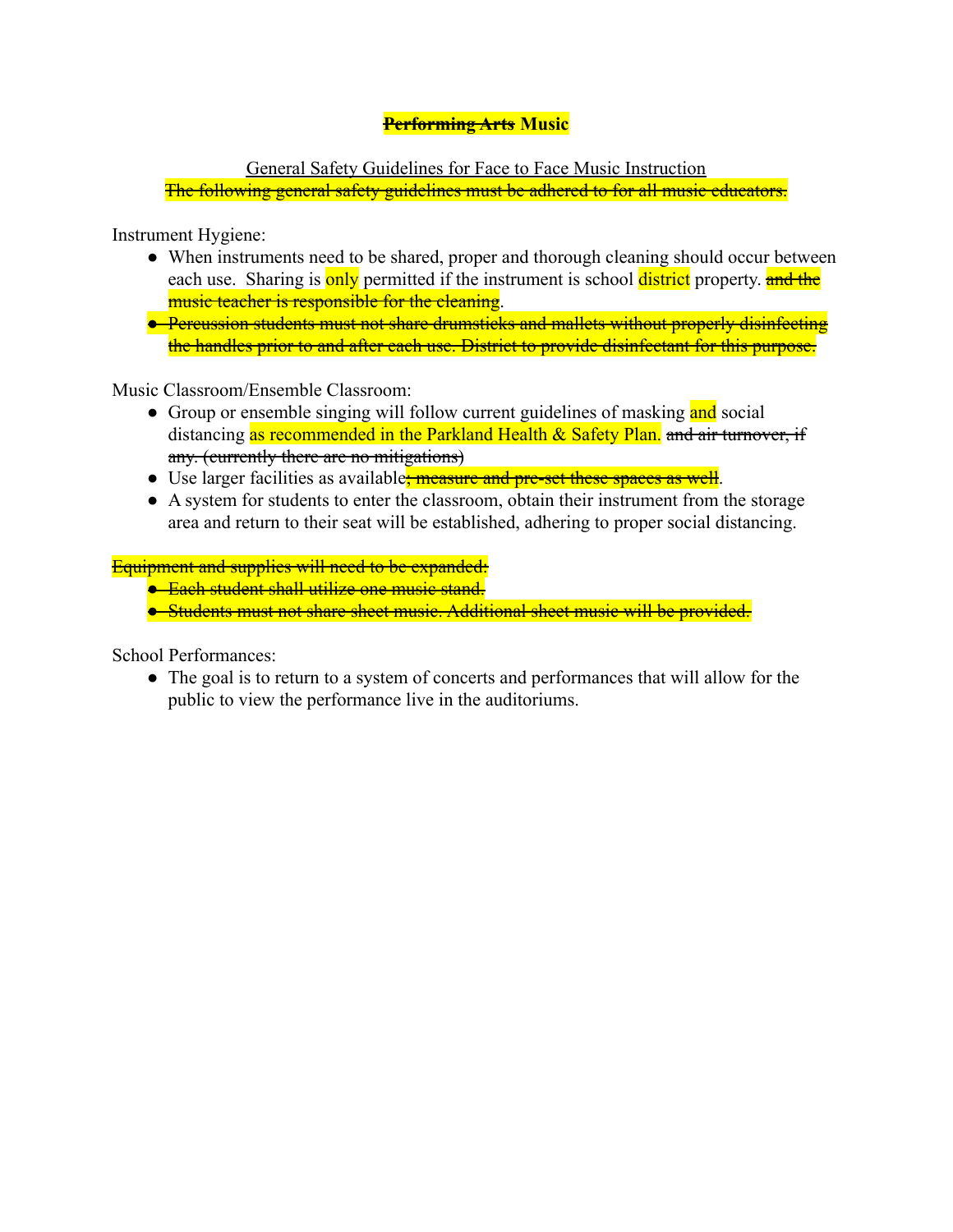# ~~Performing Arts~~ Music

<u>General Safety Guidelines for Face to Face Music Instruction</u>

~~The following general safety guidelines must be adhered to for all music educators.~~

Instrument Hygiene:

- When instruments need to be shared, proper and thorough cleaning should occur between each use. Sharing is only permitted if the instrument is school district property. ~~and the music teacher is responsible for the cleaning~~.
- ~~Percussion students must not share drumsticks and mallets without properly disinfecting the handles prior to and after each use. District to provide disinfectant for this purpose.~~

Music Classroom/Ensemble Classroom:

- Group or ensemble singing will follow current guidelines of masking and social distancing as recommended in the Parkland Health & Safety Plan. ~~and air turnover, if any. (currently there are no mitigations)~~
- Use larger facilities as available~~; measure and pre-set these spaces as well~~.
- A system for students to enter the classroom, obtain their instrument from the storage area and return to their seat will be established, adhering to proper social distancing.

~~Equipment and supplies will need to be expanded:~~

- ~~Each student shall utilize one music stand.~~
- ~~Students must not share sheet music. Additional sheet music will be provided.~~

School Performances:

- The goal is to return to a system of concerts and performances that will allow for the public to view the performance live in the auditoriums.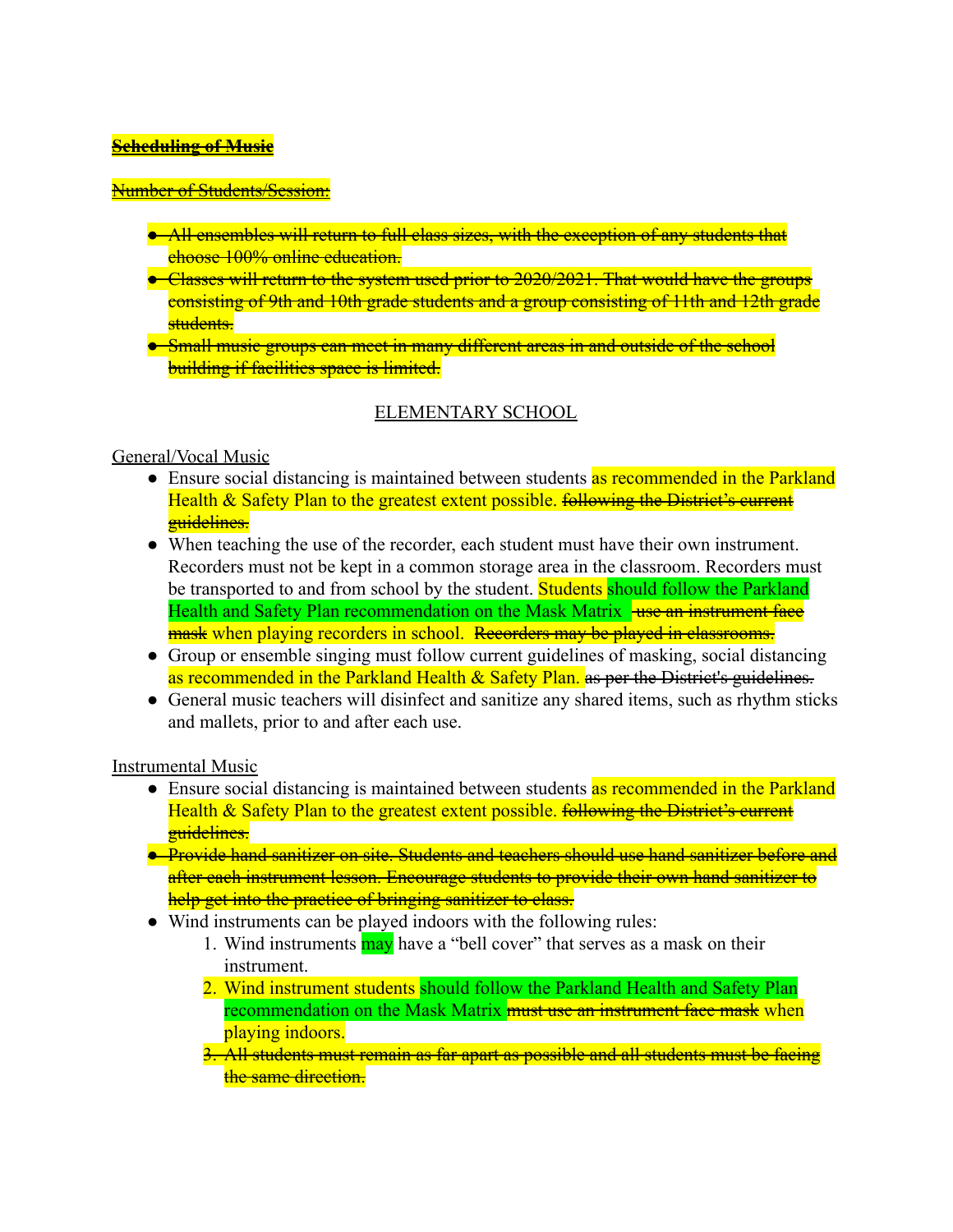<u>~~**Scheduling of Music**~~</u>

<u>~~Number of Students/Session:~~</u>

- ~~All ensembles will return to full class sizes, with the exception of any students that choose 100% online education.~~
- ~~Classes will return to the system used prior to 2020/2021. That would have the groups consisting of 9th and 10th grade students and a group consisting of 11th and 12th grade students.~~
- ~~Small music groups can meet in many different areas in and outside of the school building if facilities space is limited.~~

<u>ELEMENTARY SCHOOL</u>

<u>General/Vocal Music</u>

- Ensure social distancing is maintained between students as recommended in the Parkland Health & Safety Plan to the greatest extent possible. ~~following the District's current guidelines.~~
- When teaching the use of the recorder, each student must have their own instrument. Recorders must not be kept in a common storage area in the classroom. Recorders must be transported to and from school by the student. Students should follow the Parkland Health and Safety Plan recommendation on the Mask Matrix ~~use an instrument face mask~~ when playing recorders in school. ~~Recorders may be played in classrooms.~~
- Group or ensemble singing must follow current guidelines of masking, social distancing as recommended in the Parkland Health & Safety Plan. ~~as per the District's guidelines.~~
- General music teachers will disinfect and sanitize any shared items, such as rhythm sticks and mallets, prior to and after each use.

<u>Instrumental Music</u>

- Ensure social distancing is maintained between students as recommended in the Parkland Health & Safety Plan to the greatest extent possible. ~~following the District's current guidelines.~~
- ~~Provide hand sanitizer on site. Students and teachers should use hand sanitizer before and after each instrument lesson. Encourage students to provide their own hand sanitizer to help get into the practice of bringing sanitizer to class.~~
- Wind instruments can be played indoors with the following rules:
    1. Wind instruments may have a "bell cover" that serves as a mask on their instrument.
    2. Wind instrument students should follow the Parkland Health and Safety Plan recommendation on the Mask Matrix ~~must use an instrument face mask~~ when playing indoors.
    3. ~~All students must remain as far apart as possible and all students must be facing the same direction.~~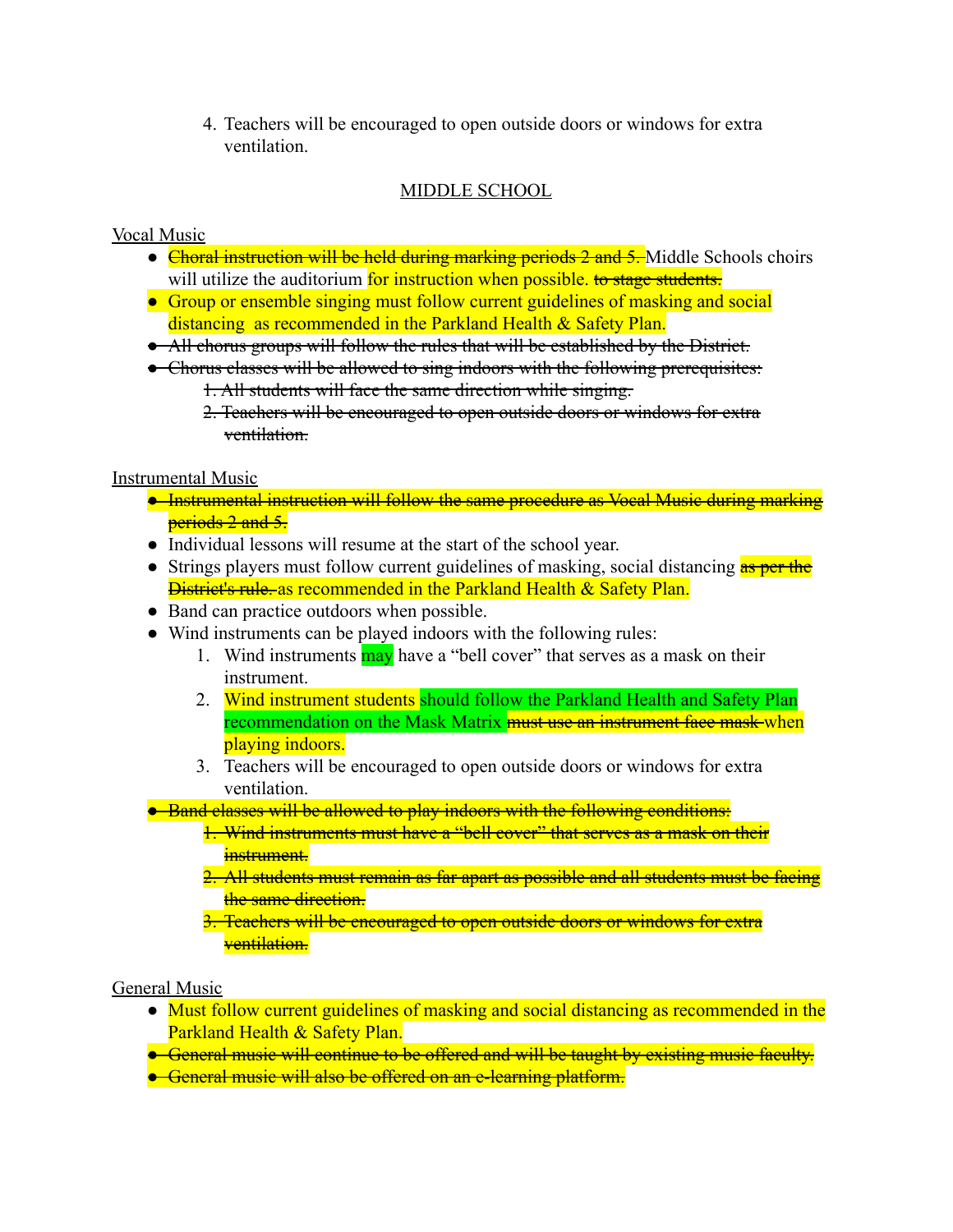4. Teachers will be encouraged to open outside doors or windows for extra ventilation.

## MIDDLE SCHOOL

### Vocal Music

- ~~Choral instruction will be held during marking periods 2 and 5.~~ Middle Schools choirs will utilize the auditorium for instruction when possible. ~~to stage students.~~
- Group or ensemble singing must follow current guidelines of masking and social distancing as recommended in the Parkland Health & Safety Plan.
- ~~All chorus groups will follow the rules that will be established by the District.~~
- ~~Chorus classes will be allowed to sing indoors with the following prerequisites:~~
  ~~1. All students will face the same direction while singing.~~
  ~~2. Teachers will be encouraged to open outside doors or windows for extra ventilation.~~

### Instrumental Music

- ~~Instrumental instruction will follow the same procedure as Vocal Music during marking periods 2 and 5.~~
- Individual lessons will resume at the start of the school year.
- Strings players must follow current guidelines of masking, social distancing ~~as per the District's rule.~~ as recommended in the Parkland Health & Safety Plan.
- Band can practice outdoors when possible.
- Wind instruments can be played indoors with the following rules:
  1. Wind instruments may have a "bell cover" that serves as a mask on their instrument.
  2. Wind instrument students should follow the Parkland Health and Safety Plan recommendation on the Mask Matrix ~~must use an instrument face mask~~ when playing indoors.
  3. Teachers will be encouraged to open outside doors or windows for extra ventilation.
- ~~Band classes will be allowed to play indoors with the following conditions:~~
  ~~1. Wind instruments must have a "bell cover" that serves as a mask on their instrument.~~
  ~~2. All students must remain as far apart as possible and all students must be facing the same direction.~~
  ~~3. Teachers will be encouraged to open outside doors or windows for extra ventilation.~~

### General Music

- Must follow current guidelines of masking and social distancing as recommended in the Parkland Health & Safety Plan.
- ~~General music will continue to be offered and will be taught by existing music faculty.~~
- ~~General music will also be offered on an e-learning platform.~~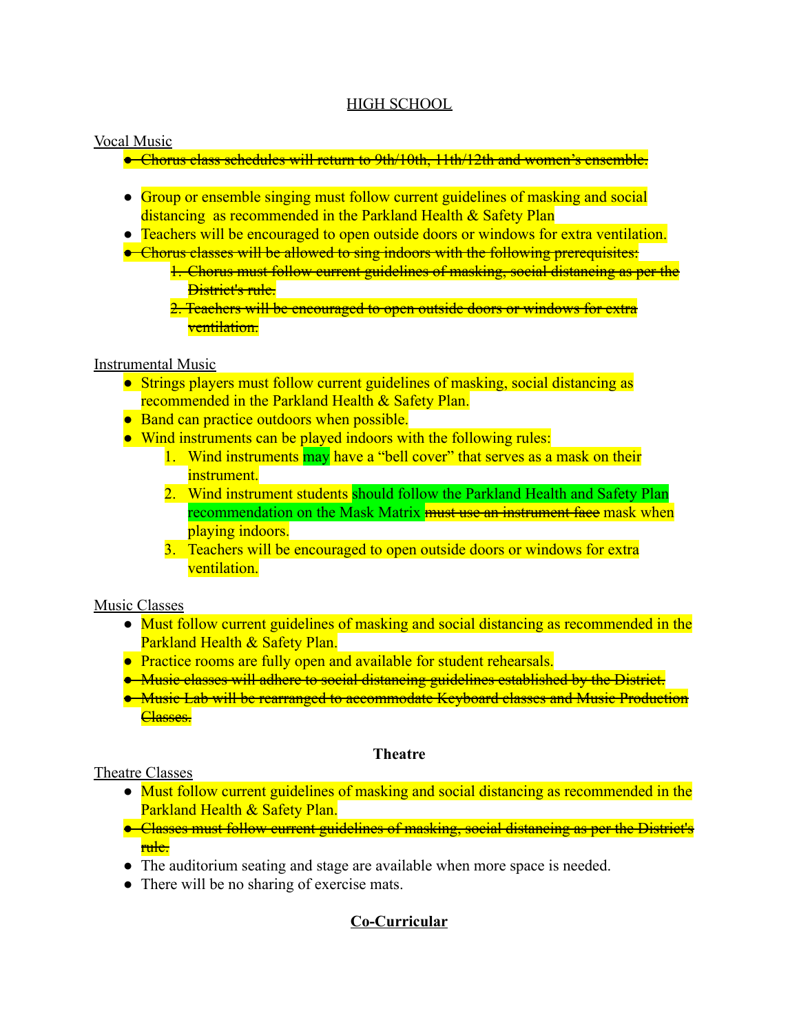## HIGH SCHOOL

Vocal Music

- ~~Chorus class schedules will return to 9th/10th, 11th/12th and women's ensemble.~~

- Group or ensemble singing must follow current guidelines of masking and social distancing as recommended in the Parkland Health & Safety Plan
- Teachers will be encouraged to open outside doors or windows for extra ventilation.
- ~~Chorus classes will be allowed to sing indoors with the following prerequisites:~~
    1. ~~Chorus must follow current guidelines of masking, social distancing as per the District's rule.~~
    2. ~~Teachers will be encouraged to open outside doors or windows for extra ventilation.~~

Instrumental Music

- Strings players must follow current guidelines of masking, social distancing as recommended in the Parkland Health & Safety Plan.
- Band can practice outdoors when possible.
- Wind instruments can be played indoors with the following rules:
    1. Wind instruments may have a "bell cover" that serves as a mask on their instrument.
    2. Wind instrument students should follow the Parkland Health and Safety Plan recommendation on the Mask Matrix ~~must use an instrument face~~ mask when playing indoors.
    3. Teachers will be encouraged to open outside doors or windows for extra ventilation.

Music Classes

- Must follow current guidelines of masking and social distancing as recommended in the Parkland Health & Safety Plan.
- Practice rooms are fully open and available for student rehearsals.
- ~~Music classes will adhere to social distancing guidelines established by the District.~~
- ~~Music Lab will be rearranged to accommodate Keyboard classes and Music Production Classes.~~

### Theatre

Theatre Classes

- Must follow current guidelines of masking and social distancing as recommended in the Parkland Health & Safety Plan.
- ~~Classes must follow current guidelines of masking, social distancing as per the District's rule.~~
- The auditorium seating and stage are available when more space is needed.
- There will be no sharing of exercise mats.

### Co-Curricular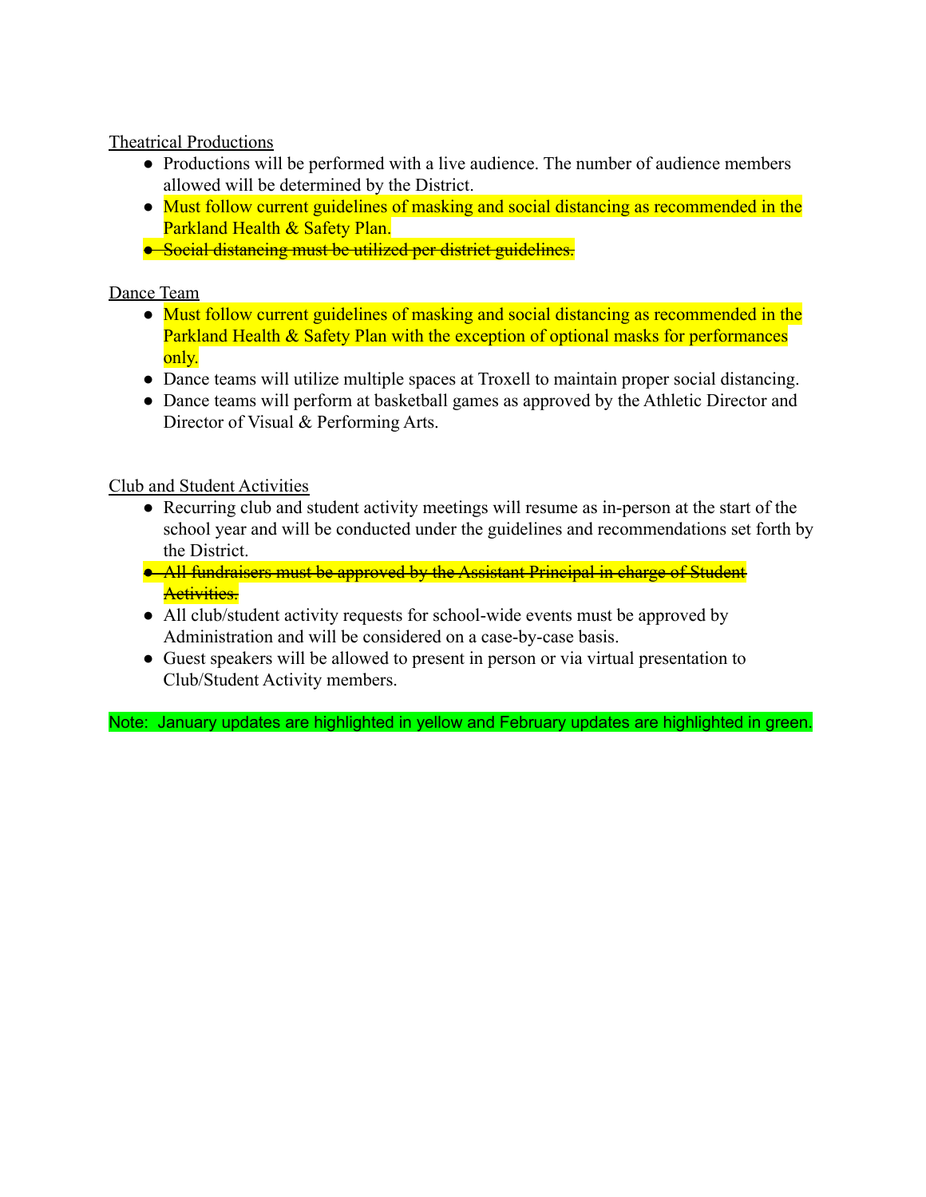Theatrical Productions

- Productions will be performed with a live audience. The number of audience members allowed will be determined by the District.
- Must follow current guidelines of masking and social distancing as recommended in the Parkland Health & Safety Plan.
- ~~Social distancing must be utilized per district guidelines.~~

Dance Team

- Must follow current guidelines of masking and social distancing as recommended in the Parkland Health & Safety Plan with the exception of optional masks for performances only.
- Dance teams will utilize multiple spaces at Troxell to maintain proper social distancing.
- Dance teams will perform at basketball games as approved by the Athletic Director and Director of Visual & Performing Arts.

Club and Student Activities

- Recurring club and student activity meetings will resume as in-person at the start of the school year and will be conducted under the guidelines and recommendations set forth by the District.
- ~~All fundraisers must be approved by the Assistant Principal in charge of Student Activities.~~
- All club/student activity requests for school-wide events must be approved by Administration and will be considered on a case-by-case basis.
- Guest speakers will be allowed to present in person or via virtual presentation to Club/Student Activity members.

Note: January updates are highlighted in yellow and February updates are highlighted in green.